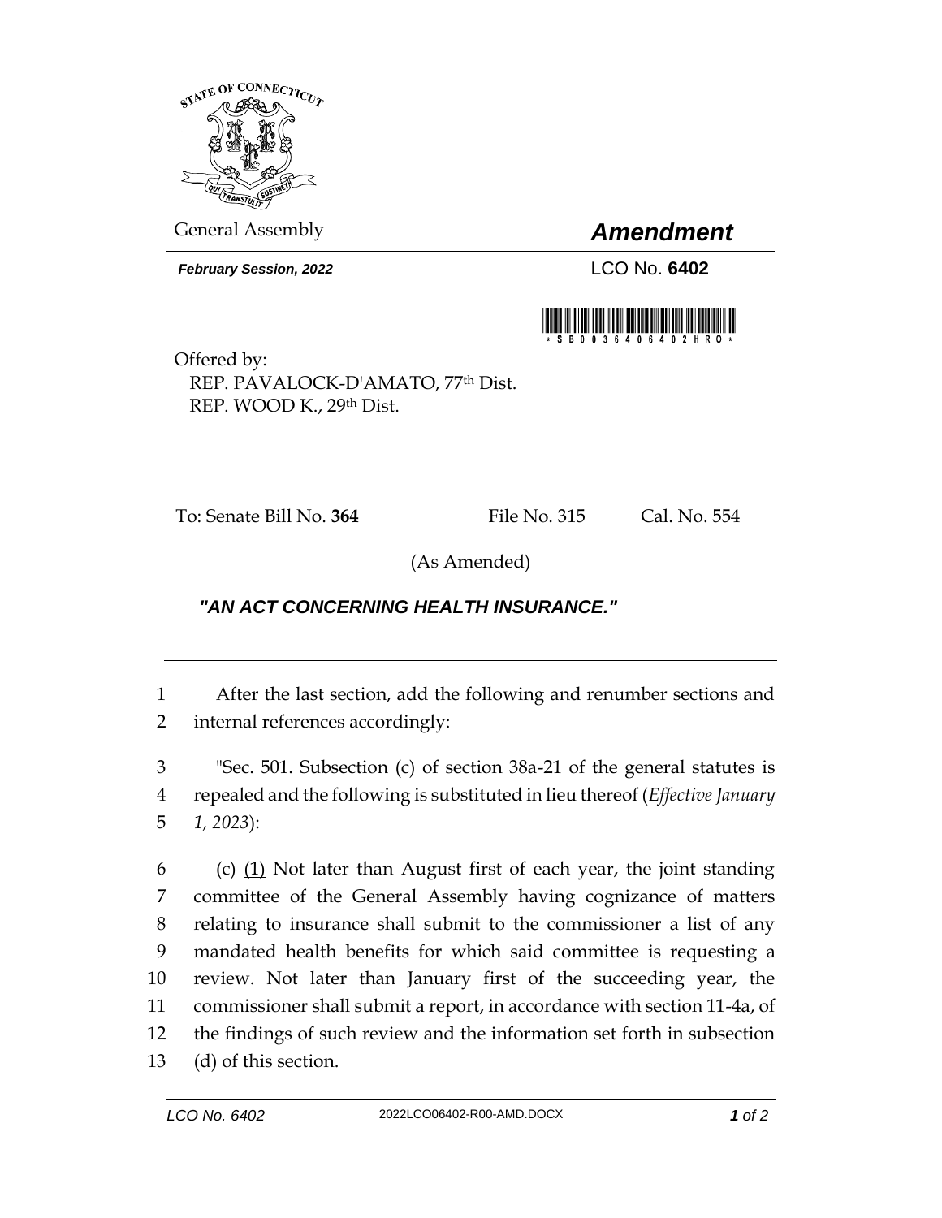General Assembly

# *Amendment*

***February Session, 2022***

LCO No. **6402**

Offered by:
REP. PAVALOCK-D'AMATO, 77th Dist.
REP. WOOD K., 29th Dist.

To: Senate Bill No. **364** File No. 315 Cal. No. 554

(As Amended)

## *"AN ACT CONCERNING HEALTH INSURANCE."*

---

1 After the last section, add the following and renumber sections and
2 internal references accordingly:

3 "Sec. 501. Subsection (c) of section 38a-21 of the general statutes is
4 repealed and the following is substituted in lieu thereof (*Effective January*
5 *1, 2023*):

6 (c) <u>(1)</u> Not later than August first of each year, the joint standing
7 committee of the General Assembly having cognizance of matters
8 relating to insurance shall submit to the commissioner a list of any
9 mandated health benefits for which said committee is requesting a
10 review. Not later than January first of the succeeding year, the
11 commissioner shall submit a report, in accordance with section 11-4a, of
12 the findings of such review and the information set forth in subsection
13 (d) of this section.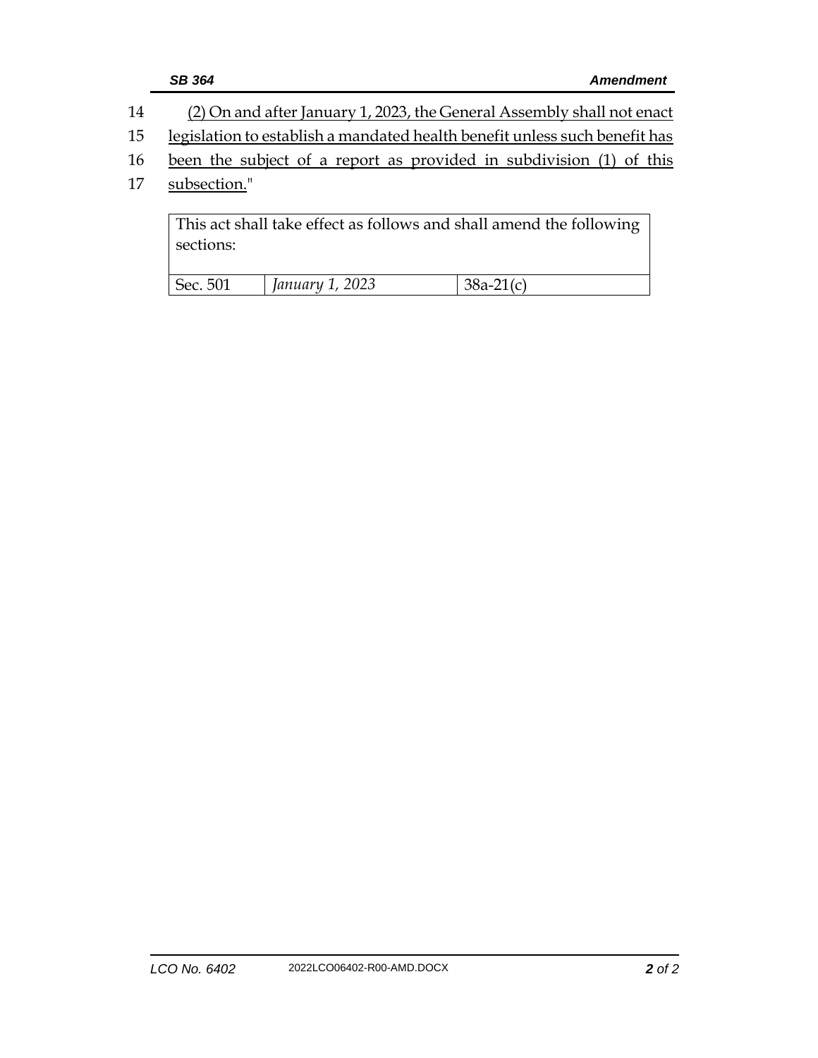(2) On and after January 1, 2023, the General Assembly shall not enact legislation to establish a mandated health benefit unless such benefit has been the subject of a report as provided in subdivision (1) of this subsection."

| This act shall take effect as follows and shall amend the following sections: | | |
|---|---|---|
| Sec. 501 | *January 1, 2023* | 38a-21(c) |